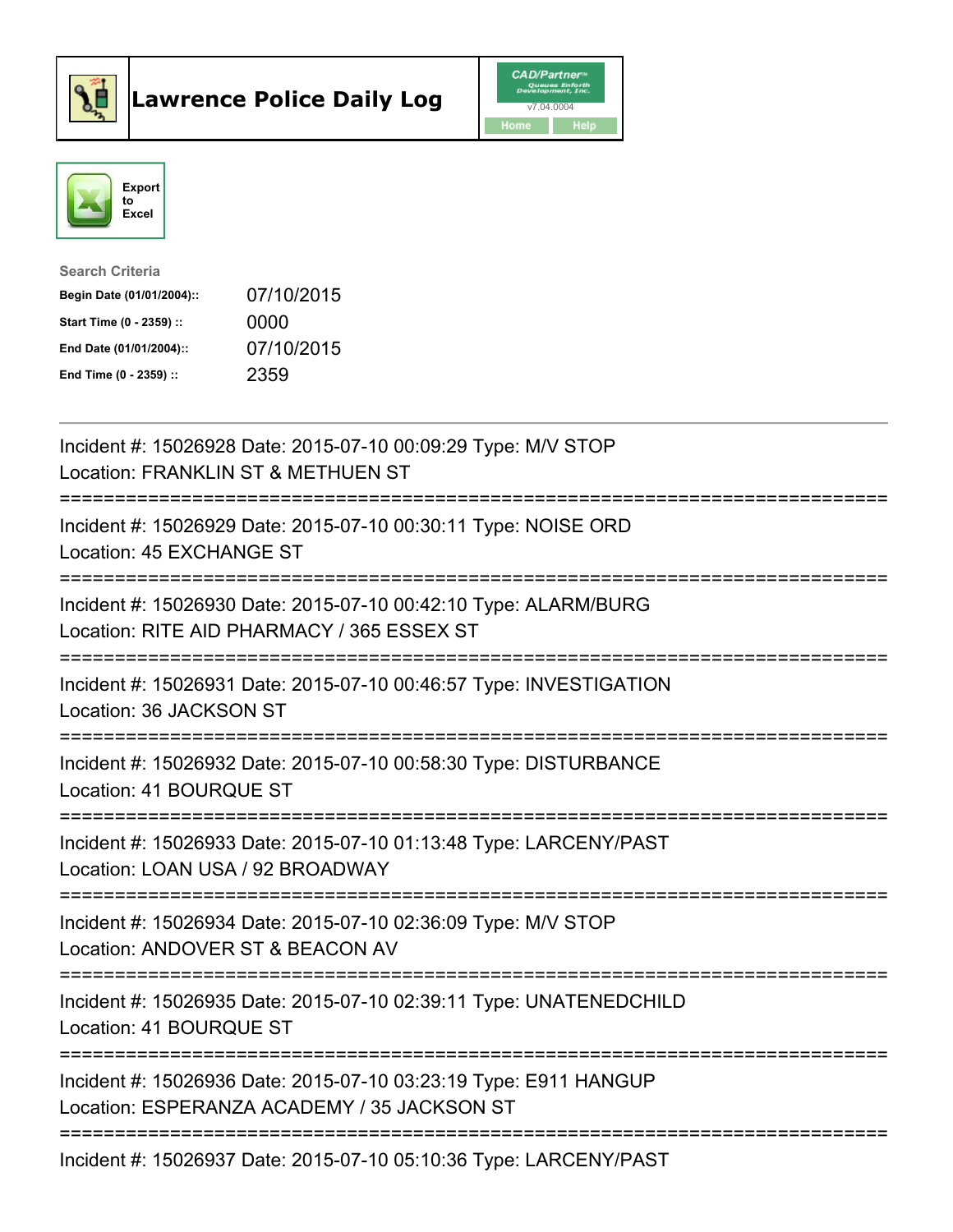# Lawrence Police Daily Log

Export to Excel

**Search Criteria**

| | |
|---|---|
| **Begin Date (01/01/2004)::** | 07/10/2015 |
| **Start Time (0 - 2359) ::** | 0000 |
| **End Date (01/01/2004)::** | 07/10/2015 |
| **End Time (0 - 2359) ::** | 2359 |

---

Incident #: 15026928 Date: 2015-07-10 00:09:29 Type: M/V STOP
Location: FRANKLIN ST & METHUEN ST

===========================================================================

Incident #: 15026929 Date: 2015-07-10 00:30:11 Type: NOISE ORD
Location: 45 EXCHANGE ST

===========================================================================

Incident #: 15026930 Date: 2015-07-10 00:42:10 Type: ALARM/BURG
Location: RITE AID PHARMACY / 365 ESSEX ST

===========================================================================

Incident #: 15026931 Date: 2015-07-10 00:46:57 Type: INVESTIGATION
Location: 36 JACKSON ST

===========================================================================

Incident #: 15026932 Date: 2015-07-10 00:58:30 Type: DISTURBANCE
Location: 41 BOURQUE ST

===========================================================================

Incident #: 15026933 Date: 2015-07-10 01:13:48 Type: LARCENY/PAST
Location: LOAN USA / 92 BROADWAY

===========================================================================

Incident #: 15026934 Date: 2015-07-10 02:36:09 Type: M/V STOP
Location: ANDOVER ST & BEACON AV

===========================================================================

Incident #: 15026935 Date: 2015-07-10 02:39:11 Type: UNATENEDCHILD
Location: 41 BOURQUE ST

===========================================================================

Incident #: 15026936 Date: 2015-07-10 03:23:19 Type: E911 HANGUP
Location: ESPERANZA ACADEMY / 35 JACKSON ST

===========================================================================

Incident #: 15026937 Date: 2015-07-10 05:10:36 Type: LARCENY/PAST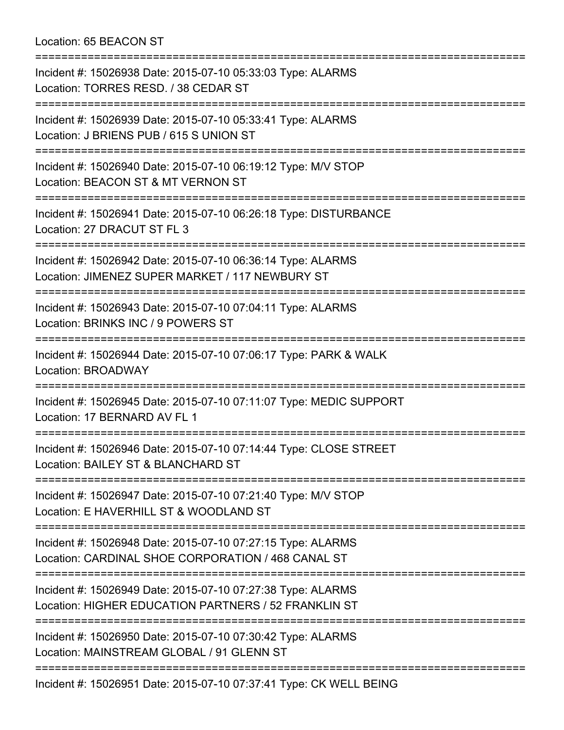Location: 65 BEACON ST

===========================================================================

Incident #: 15026938 Date: 2015-07-10 05:33:03 Type: ALARMS
Location: TORRES RESD. / 38 CEDAR ST

===========================================================================

Incident #: 15026939 Date: 2015-07-10 05:33:41 Type: ALARMS
Location: J BRIENS PUB / 615 S UNION ST

===========================================================================

Incident #: 15026940 Date: 2015-07-10 06:19:12 Type: M/V STOP
Location: BEACON ST & MT VERNON ST

===========================================================================

Incident #: 15026941 Date: 2015-07-10 06:26:18 Type: DISTURBANCE
Location: 27 DRACUT ST FL 3

===========================================================================

Incident #: 15026942 Date: 2015-07-10 06:36:14 Type: ALARMS
Location: JIMENEZ SUPER MARKET / 117 NEWBURY ST

===========================================================================

Incident #: 15026943 Date: 2015-07-10 07:04:11 Type: ALARMS
Location: BRINKS INC / 9 POWERS ST

===========================================================================

Incident #: 15026944 Date: 2015-07-10 07:06:17 Type: PARK & WALK
Location: BROADWAY

===========================================================================

Incident #: 15026945 Date: 2015-07-10 07:11:07 Type: MEDIC SUPPORT
Location: 17 BERNARD AV FL 1

===========================================================================

Incident #: 15026946 Date: 2015-07-10 07:14:44 Type: CLOSE STREET
Location: BAILEY ST & BLANCHARD ST

===========================================================================

Incident #: 15026947 Date: 2015-07-10 07:21:40 Type: M/V STOP
Location: E HAVERHILL ST & WOODLAND ST

===========================================================================

Incident #: 15026948 Date: 2015-07-10 07:27:15 Type: ALARMS
Location: CARDINAL SHOE CORPORATION / 468 CANAL ST

===========================================================================

Incident #: 15026949 Date: 2015-07-10 07:27:38 Type: ALARMS
Location: HIGHER EDUCATION PARTNERS / 52 FRANKLIN ST

===========================================================================

Incident #: 15026950 Date: 2015-07-10 07:30:42 Type: ALARMS
Location: MAINSTREAM GLOBAL / 91 GLENN ST

===========================================================================

Incident #: 15026951 Date: 2015-07-10 07:37:41 Type: CK WELL BEING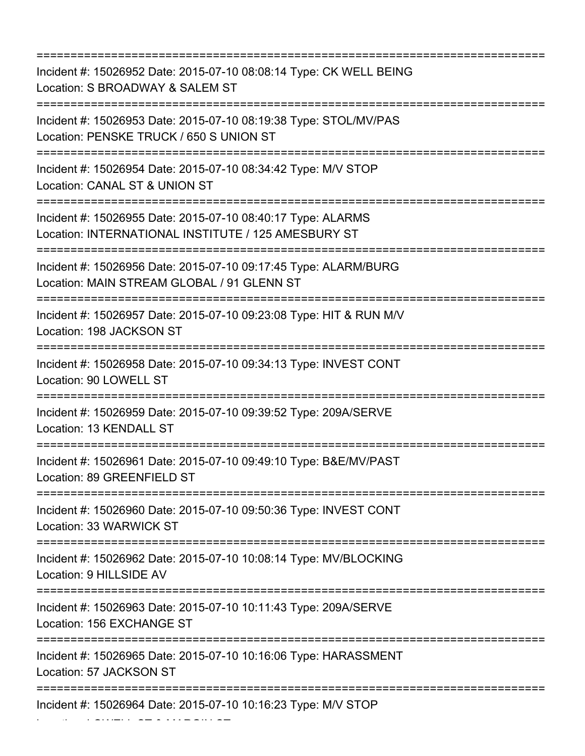---

Incident #: 15026952 Date: 2015-07-10 08:08:14 Type: CK WELL BEING
Location: S BROADWAY & SALEM ST

---

Incident #: 15026953 Date: 2015-07-10 08:19:38 Type: STOL/MV/PAS
Location: PENSKE TRUCK / 650 S UNION ST

---

Incident #: 15026954 Date: 2015-07-10 08:34:42 Type: M/V STOP
Location: CANAL ST & UNION ST

---

Incident #: 15026955 Date: 2015-07-10 08:40:17 Type: ALARMS
Location: INTERNATIONAL INSTITUTE / 125 AMESBURY ST

---

Incident #: 15026956 Date: 2015-07-10 09:17:45 Type: ALARM/BURG
Location: MAIN STREAM GLOBAL / 91 GLENN ST

---

Incident #: 15026957 Date: 2015-07-10 09:23:08 Type: HIT & RUN M/V
Location: 198 JACKSON ST

---

Incident #: 15026958 Date: 2015-07-10 09:34:13 Type: INVEST CONT
Location: 90 LOWELL ST

---

Incident #: 15026959 Date: 2015-07-10 09:39:52 Type: 209A/SERVE
Location: 13 KENDALL ST

---

Incident #: 15026961 Date: 2015-07-10 09:49:10 Type: B&E/MV/PAST
Location: 89 GREENFIELD ST

---

Incident #: 15026960 Date: 2015-07-10 09:50:36 Type: INVEST CONT
Location: 33 WARWICK ST

---

Incident #: 15026962 Date: 2015-07-10 10:08:14 Type: MV/BLOCKING
Location: 9 HILLSIDE AV

---

Incident #: 15026963 Date: 2015-07-10 10:11:43 Type: 209A/SERVE
Location: 156 EXCHANGE ST

---

Incident #: 15026965 Date: 2015-07-10 10:16:06 Type: HARASSMENT
Location: 57 JACKSON ST

---

Incident #: 15026964 Date: 2015-07-10 10:16:23 Type: M/V STOP
Location: LOWELL ST & MARGIN ST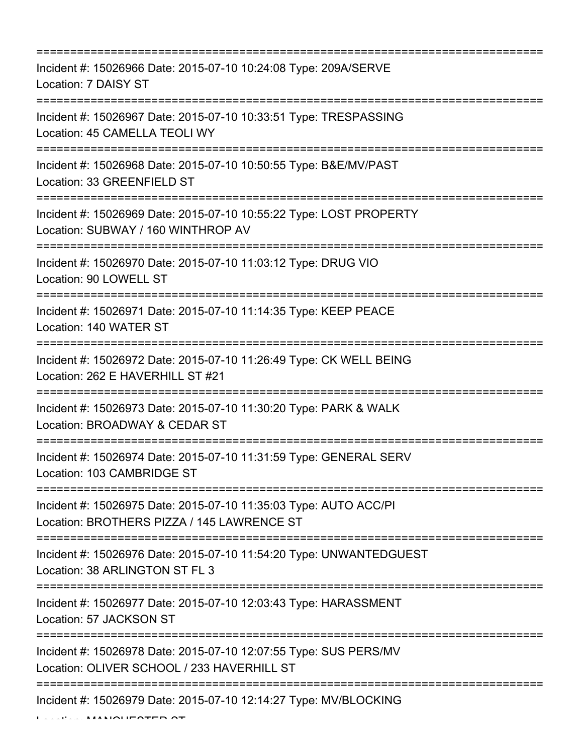===========================================================================

Incident #: 15026966 Date: 2015-07-10 10:24:08 Type: 209A/SERVE

Location: 7 DAISY ST

===========================================================================

Incident #: 15026967 Date: 2015-07-10 10:33:51 Type: TRESPASSING

Location: 45 CAMELLA TEOLI WY

===========================================================================

Incident #: 15026968 Date: 2015-07-10 10:50:55 Type: B&E/MV/PAST

Location: 33 GREENFIELD ST

===========================================================================

Incident #: 15026969 Date: 2015-07-10 10:55:22 Type: LOST PROPERTY

Location: SUBWAY / 160 WINTHROP AV

===========================================================================

Incident #: 15026970 Date: 2015-07-10 11:03:12 Type: DRUG VIO

Location: 90 LOWELL ST

===========================================================================

Incident #: 15026971 Date: 2015-07-10 11:14:35 Type: KEEP PEACE

Location: 140 WATER ST

===========================================================================

Incident #: 15026972 Date: 2015-07-10 11:26:49 Type: CK WELL BEING

Location: 262 E HAVERHILL ST #21

===========================================================================

Incident #: 15026973 Date: 2015-07-10 11:30:20 Type: PARK & WALK

Location: BROADWAY & CEDAR ST

===========================================================================

Incident #: 15026974 Date: 2015-07-10 11:31:59 Type: GENERAL SERV

Location: 103 CAMBRIDGE ST

===========================================================================

Incident #: 15026975 Date: 2015-07-10 11:35:03 Type: AUTO ACC/PI

Location: BROTHERS PIZZA / 145 LAWRENCE ST

===========================================================================

Incident #: 15026976 Date: 2015-07-10 11:54:20 Type: UNWANTEDGUEST

Location: 38 ARLINGTON ST FL 3

===========================================================================

Incident #: 15026977 Date: 2015-07-10 12:03:43 Type: HARASSMENT

Location: 57 JACKSON ST

===========================================================================

Incident #: 15026978 Date: 2015-07-10 12:07:55 Type: SUS PERS/MV

Location: OLIVER SCHOOL / 233 HAVERHILL ST

===========================================================================

Incident #: 15026979 Date: 2015-07-10 12:14:27 Type: MV/BLOCKING

Location: MANCHESTER ST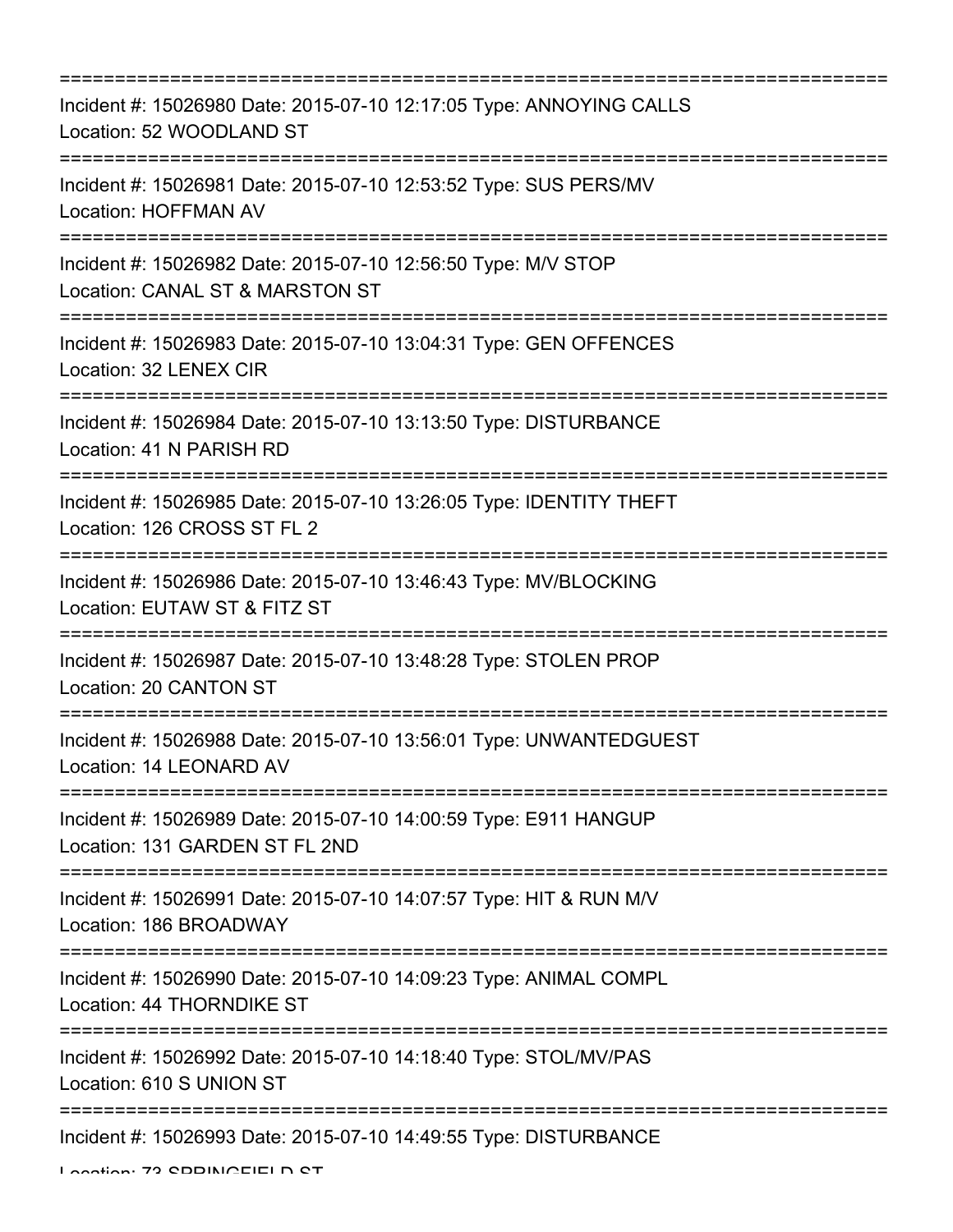===========================================================================

Incident #: 15026980 Date: 2015-07-10 12:17:05 Type: ANNOYING CALLS
Location: 52 WOODLAND ST

===========================================================================

Incident #: 15026981 Date: 2015-07-10 12:53:52 Type: SUS PERS/MV
Location: HOFFMAN AV

===========================================================================

Incident #: 15026982 Date: 2015-07-10 12:56:50 Type: M/V STOP
Location: CANAL ST & MARSTON ST

===========================================================================

Incident #: 15026983 Date: 2015-07-10 13:04:31 Type: GEN OFFENCES
Location: 32 LENEX CIR

===========================================================================

Incident #: 15026984 Date: 2015-07-10 13:13:50 Type: DISTURBANCE
Location: 41 N PARISH RD

===========================================================================

Incident #: 15026985 Date: 2015-07-10 13:26:05 Type: IDENTITY THEFT
Location: 126 CROSS ST FL 2

===========================================================================

Incident #: 15026986 Date: 2015-07-10 13:46:43 Type: MV/BLOCKING
Location: EUTAW ST & FITZ ST

===========================================================================

Incident #: 15026987 Date: 2015-07-10 13:48:28 Type: STOLEN PROP
Location: 20 CANTON ST

===========================================================================

Incident #: 15026988 Date: 2015-07-10 13:56:01 Type: UNWANTEDGUEST
Location: 14 LEONARD AV

===========================================================================

Incident #: 15026989 Date: 2015-07-10 14:00:59 Type: E911 HANGUP
Location: 131 GARDEN ST FL 2ND

===========================================================================

Incident #: 15026991 Date: 2015-07-10 14:07:57 Type: HIT & RUN M/V
Location: 186 BROADWAY

===========================================================================

Incident #: 15026990 Date: 2015-07-10 14:09:23 Type: ANIMAL COMPL
Location: 44 THORNDIKE ST

===========================================================================

Incident #: 15026992 Date: 2015-07-10 14:18:40 Type: STOL/MV/PAS
Location: 610 S UNION ST

===========================================================================

Incident #: 15026993 Date: 2015-07-10 14:49:55 Type: DISTURBANCE
Location: 73 SPRINGFIELD ST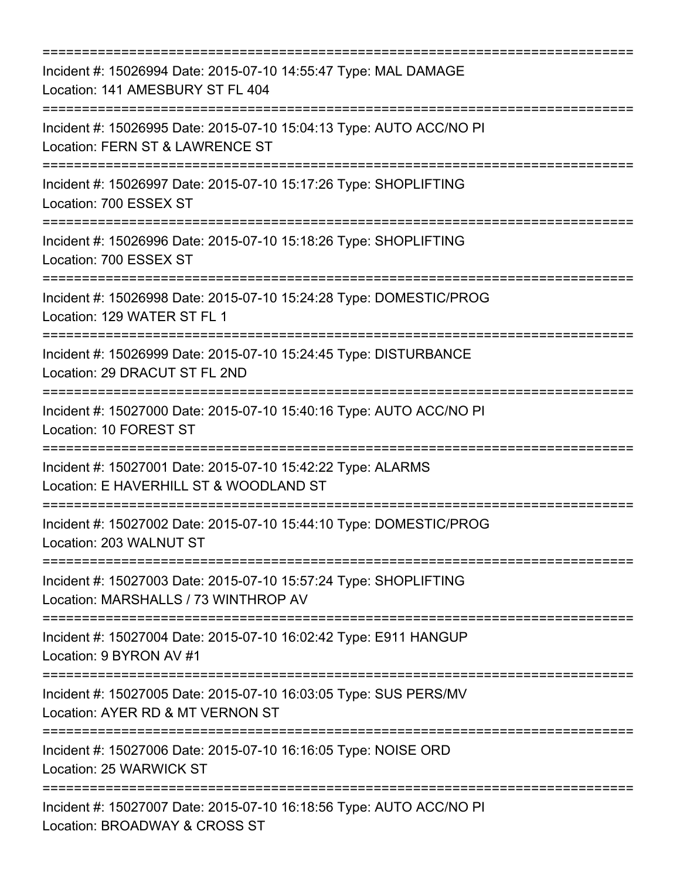===========================================================================

Incident #: 15026994 Date: 2015-07-10 14:55:47 Type: MAL DAMAGE
Location: 141 AMESBURY ST FL 404

===========================================================================

Incident #: 15026995 Date: 2015-07-10 15:04:13 Type: AUTO ACC/NO PI
Location: FERN ST & LAWRENCE ST

===========================================================================

Incident #: 15026997 Date: 2015-07-10 15:17:26 Type: SHOPLIFTING
Location: 700 ESSEX ST

===========================================================================

Incident #: 15026996 Date: 2015-07-10 15:18:26 Type: SHOPLIFTING
Location: 700 ESSEX ST

===========================================================================

Incident #: 15026998 Date: 2015-07-10 15:24:28 Type: DOMESTIC/PROG
Location: 129 WATER ST FL 1

===========================================================================

Incident #: 15026999 Date: 2015-07-10 15:24:45 Type: DISTURBANCE
Location: 29 DRACUT ST FL 2ND

===========================================================================

Incident #: 15027000 Date: 2015-07-10 15:40:16 Type: AUTO ACC/NO PI
Location: 10 FOREST ST

===========================================================================

Incident #: 15027001 Date: 2015-07-10 15:42:22 Type: ALARMS
Location: E HAVERHILL ST & WOODLAND ST

===========================================================================

Incident #: 15027002 Date: 2015-07-10 15:44:10 Type: DOMESTIC/PROG
Location: 203 WALNUT ST

===========================================================================

Incident #: 15027003 Date: 2015-07-10 15:57:24 Type: SHOPLIFTING
Location: MARSHALLS / 73 WINTHROP AV

===========================================================================

Incident #: 15027004 Date: 2015-07-10 16:02:42 Type: E911 HANGUP
Location: 9 BYRON AV #1

===========================================================================

Incident #: 15027005 Date: 2015-07-10 16:03:05 Type: SUS PERS/MV
Location: AYER RD & MT VERNON ST

===========================================================================

Incident #: 15027006 Date: 2015-07-10 16:16:05 Type: NOISE ORD
Location: 25 WARWICK ST

===========================================================================

Incident #: 15027007 Date: 2015-07-10 16:18:56 Type: AUTO ACC/NO PI
Location: BROADWAY & CROSS ST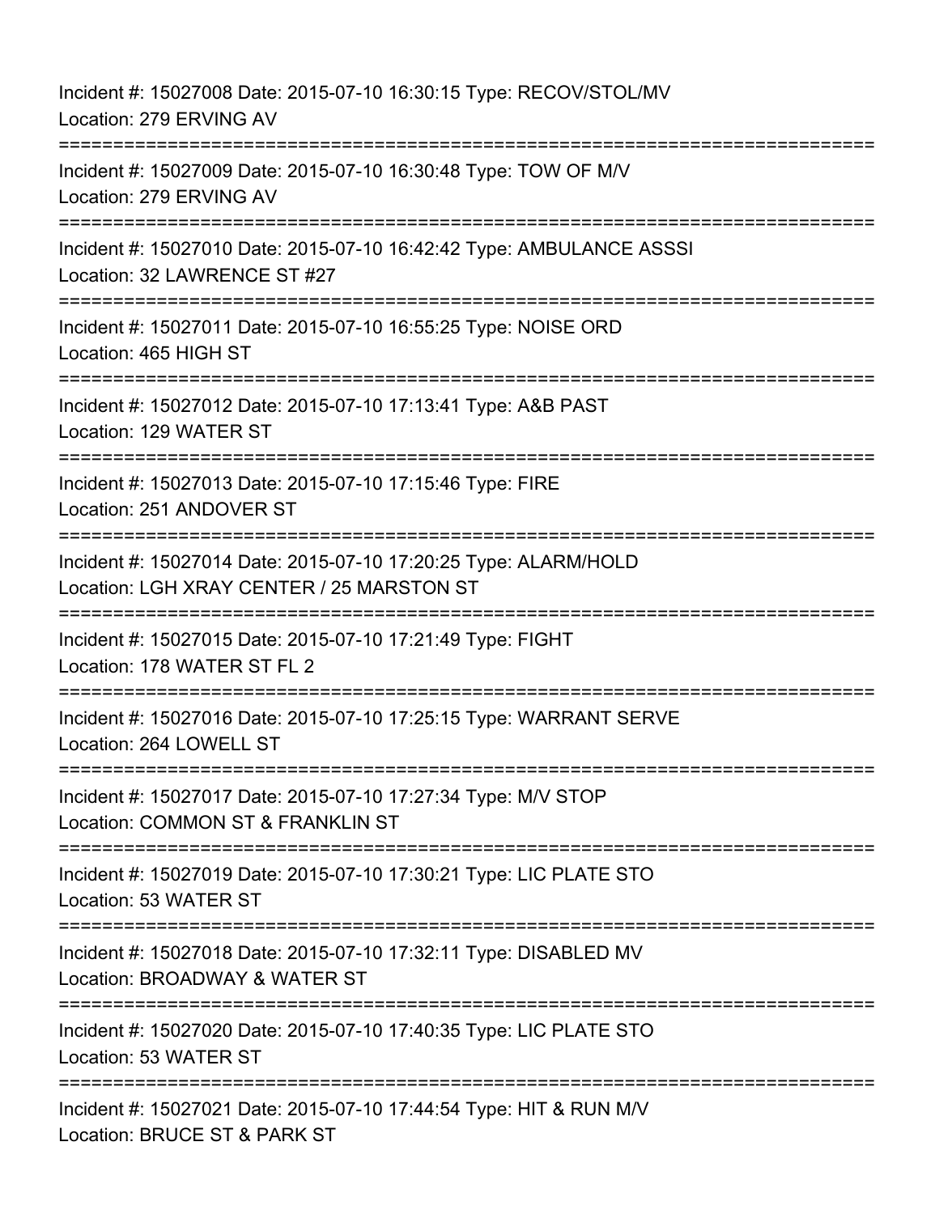Incident #: 15027008 Date: 2015-07-10 16:30:15 Type: RECOV/STOL/MV
Location: 279 ERVING AV

===========================================================================

Incident #: 15027009 Date: 2015-07-10 16:30:48 Type: TOW OF M/V
Location: 279 ERVING AV

===========================================================================

Incident #: 15027010 Date: 2015-07-10 16:42:42 Type: AMBULANCE ASSSI
Location: 32 LAWRENCE ST #27

===========================================================================

Incident #: 15027011 Date: 2015-07-10 16:55:25 Type: NOISE ORD
Location: 465 HIGH ST

===========================================================================

Incident #: 15027012 Date: 2015-07-10 17:13:41 Type: A&B PAST
Location: 129 WATER ST

===========================================================================

Incident #: 15027013 Date: 2015-07-10 17:15:46 Type: FIRE
Location: 251 ANDOVER ST

===========================================================================

Incident #: 15027014 Date: 2015-07-10 17:20:25 Type: ALARM/HOLD
Location: LGH XRAY CENTER / 25 MARSTON ST

===========================================================================

Incident #: 15027015 Date: 2015-07-10 17:21:49 Type: FIGHT
Location: 178 WATER ST FL 2

===========================================================================

Incident #: 15027016 Date: 2015-07-10 17:25:15 Type: WARRANT SERVE
Location: 264 LOWELL ST

===========================================================================

Incident #: 15027017 Date: 2015-07-10 17:27:34 Type: M/V STOP
Location: COMMON ST & FRANKLIN ST

===========================================================================

Incident #: 15027019 Date: 2015-07-10 17:30:21 Type: LIC PLATE STO
Location: 53 WATER ST

===========================================================================

Incident #: 15027018 Date: 2015-07-10 17:32:11 Type: DISABLED MV
Location: BROADWAY & WATER ST

===========================================================================

Incident #: 15027020 Date: 2015-07-10 17:40:35 Type: LIC PLATE STO
Location: 53 WATER ST

===========================================================================

Incident #: 15027021 Date: 2015-07-10 17:44:54 Type: HIT & RUN M/V
Location: BRUCE ST & PARK ST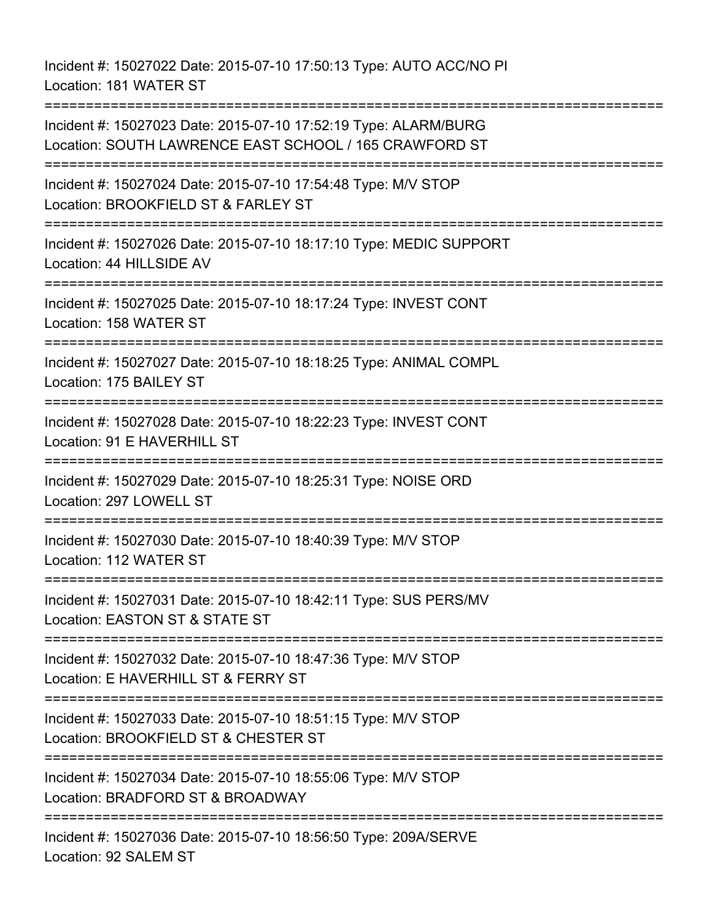Incident #: 15027022 Date: 2015-07-10 17:50:13 Type: AUTO ACC/NO PI
Location: 181 WATER ST

===========================================================================

Incident #: 15027023 Date: 2015-07-10 17:52:19 Type: ALARM/BURG
Location: SOUTH LAWRENCE EAST SCHOOL / 165 CRAWFORD ST

===========================================================================

Incident #: 15027024 Date: 2015-07-10 17:54:48 Type: M/V STOP
Location: BROOKFIELD ST & FARLEY ST

===========================================================================

Incident #: 15027026 Date: 2015-07-10 18:17:10 Type: MEDIC SUPPORT
Location: 44 HILLSIDE AV

===========================================================================

Incident #: 15027025 Date: 2015-07-10 18:17:24 Type: INVEST CONT
Location: 158 WATER ST

===========================================================================

Incident #: 15027027 Date: 2015-07-10 18:18:25 Type: ANIMAL COMPL
Location: 175 BAILEY ST

===========================================================================

Incident #: 15027028 Date: 2015-07-10 18:22:23 Type: INVEST CONT
Location: 91 E HAVERHILL ST

===========================================================================

Incident #: 15027029 Date: 2015-07-10 18:25:31 Type: NOISE ORD
Location: 297 LOWELL ST

===========================================================================

Incident #: 15027030 Date: 2015-07-10 18:40:39 Type: M/V STOP
Location: 112 WATER ST

===========================================================================

Incident #: 15027031 Date: 2015-07-10 18:42:11 Type: SUS PERS/MV
Location: EASTON ST & STATE ST

===========================================================================

Incident #: 15027032 Date: 2015-07-10 18:47:36 Type: M/V STOP
Location: E HAVERHILL ST & FERRY ST

===========================================================================

Incident #: 15027033 Date: 2015-07-10 18:51:15 Type: M/V STOP
Location: BROOKFIELD ST & CHESTER ST

===========================================================================

Incident #: 15027034 Date: 2015-07-10 18:55:06 Type: M/V STOP
Location: BRADFORD ST & BROADWAY

===========================================================================

Incident #: 15027036 Date: 2015-07-10 18:56:50 Type: 209A/SERVE
Location: 92 SALEM ST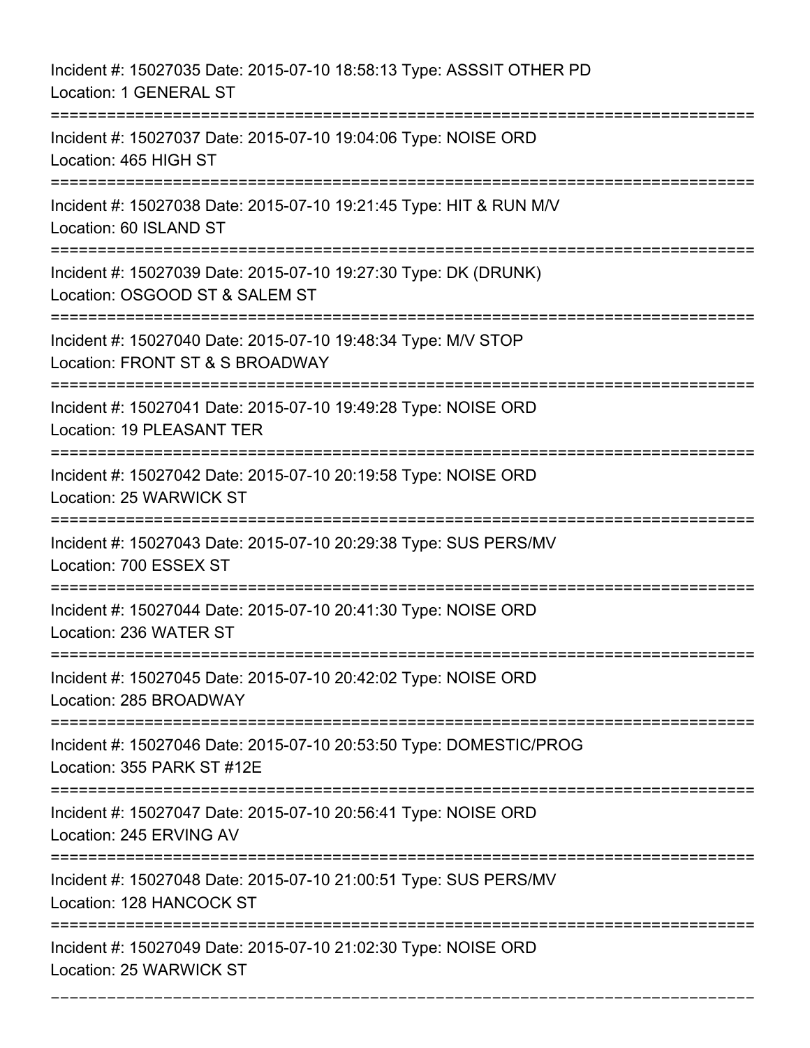Incident #: 15027035 Date: 2015-07-10 18:58:13 Type: ASSSIT OTHER PD
Location: 1 GENERAL ST

===========================================================================

Incident #: 15027037 Date: 2015-07-10 19:04:06 Type: NOISE ORD
Location: 465 HIGH ST

===========================================================================

Incident #: 15027038 Date: 2015-07-10 19:21:45 Type: HIT & RUN M/V
Location: 60 ISLAND ST

===========================================================================

Incident #: 15027039 Date: 2015-07-10 19:27:30 Type: DK (DRUNK)
Location: OSGOOD ST & SALEM ST

===========================================================================

Incident #: 15027040 Date: 2015-07-10 19:48:34 Type: M/V STOP
Location: FRONT ST & S BROADWAY

===========================================================================

Incident #: 15027041 Date: 2015-07-10 19:49:28 Type: NOISE ORD
Location: 19 PLEASANT TER

===========================================================================

Incident #: 15027042 Date: 2015-07-10 20:19:58 Type: NOISE ORD
Location: 25 WARWICK ST

===========================================================================

Incident #: 15027043 Date: 2015-07-10 20:29:38 Type: SUS PERS/MV
Location: 700 ESSEX ST

===========================================================================

Incident #: 15027044 Date: 2015-07-10 20:41:30 Type: NOISE ORD
Location: 236 WATER ST

===========================================================================

Incident #: 15027045 Date: 2015-07-10 20:42:02 Type: NOISE ORD
Location: 285 BROADWAY

===========================================================================

Incident #: 15027046 Date: 2015-07-10 20:53:50 Type: DOMESTIC/PROG
Location: 355 PARK ST #12E

===========================================================================

Incident #: 15027047 Date: 2015-07-10 20:56:41 Type: NOISE ORD
Location: 245 ERVING AV

===========================================================================

Incident #: 15027048 Date: 2015-07-10 21:00:51 Type: SUS PERS/MV
Location: 128 HANCOCK ST

===========================================================================

Incident #: 15027049 Date: 2015-07-10 21:02:30 Type: NOISE ORD
Location: 25 WARWICK ST

---------------------------------------------------------------------------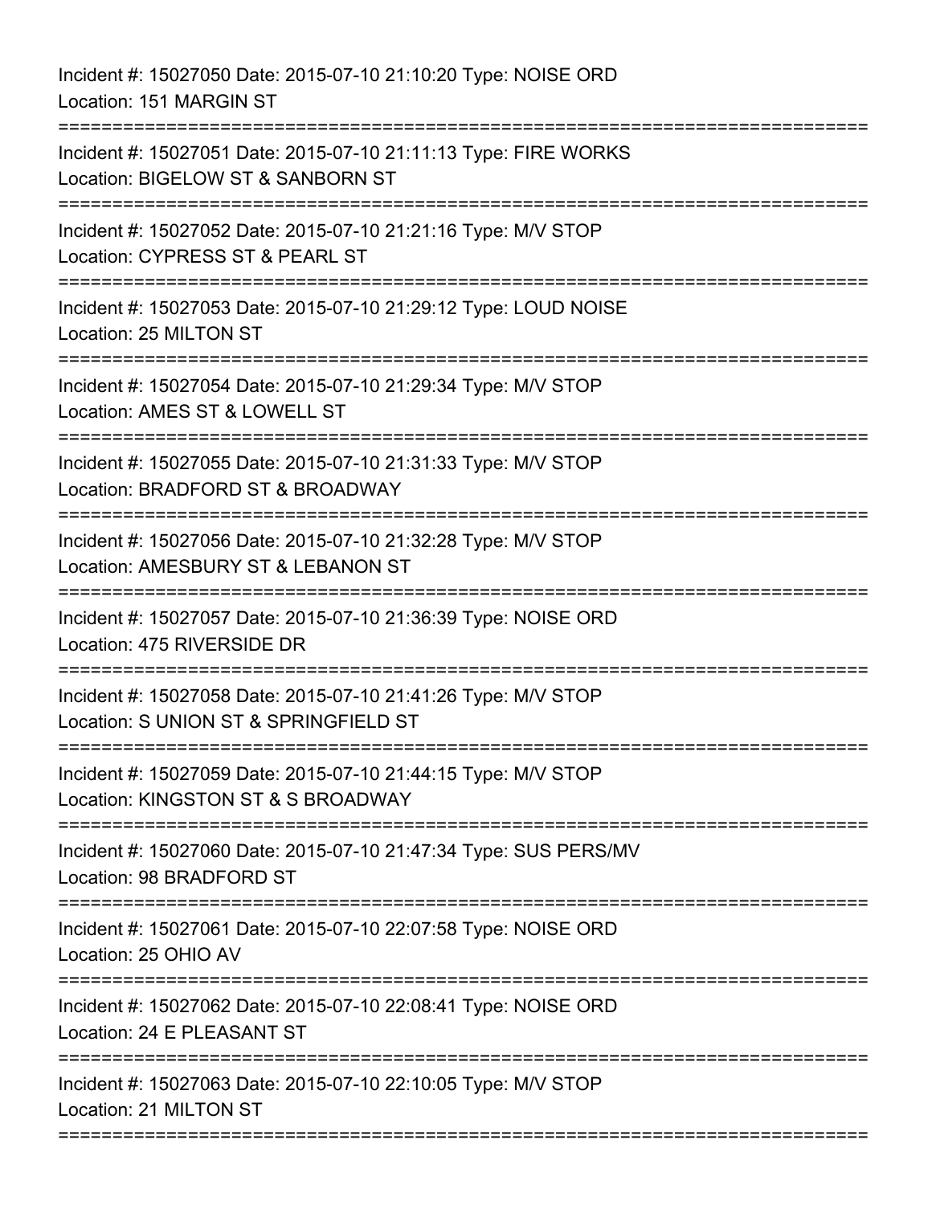Incident #: 15027050 Date: 2015-07-10 21:10:20 Type: NOISE ORD
Location: 151 MARGIN ST

===========================================================================

Incident #: 15027051 Date: 2015-07-10 21:11:13 Type: FIRE WORKS
Location: BIGELOW ST & SANBORN ST

===========================================================================

Incident #: 15027052 Date: 2015-07-10 21:21:16 Type: M/V STOP
Location: CYPRESS ST & PEARL ST

===========================================================================

Incident #: 15027053 Date: 2015-07-10 21:29:12 Type: LOUD NOISE
Location: 25 MILTON ST

===========================================================================

Incident #: 15027054 Date: 2015-07-10 21:29:34 Type: M/V STOP
Location: AMES ST & LOWELL ST

===========================================================================

Incident #: 15027055 Date: 2015-07-10 21:31:33 Type: M/V STOP
Location: BRADFORD ST & BROADWAY

===========================================================================

Incident #: 15027056 Date: 2015-07-10 21:32:28 Type: M/V STOP
Location: AMESBURY ST & LEBANON ST

===========================================================================

Incident #: 15027057 Date: 2015-07-10 21:36:39 Type: NOISE ORD
Location: 475 RIVERSIDE DR

===========================================================================

Incident #: 15027058 Date: 2015-07-10 21:41:26 Type: M/V STOP
Location: S UNION ST & SPRINGFIELD ST

===========================================================================

Incident #: 15027059 Date: 2015-07-10 21:44:15 Type: M/V STOP
Location: KINGSTON ST & S BROADWAY

===========================================================================

Incident #: 15027060 Date: 2015-07-10 21:47:34 Type: SUS PERS/MV
Location: 98 BRADFORD ST

===========================================================================

Incident #: 15027061 Date: 2015-07-10 22:07:58 Type: NOISE ORD
Location: 25 OHIO AV

===========================================================================

Incident #: 15027062 Date: 2015-07-10 22:08:41 Type: NOISE ORD
Location: 24 E PLEASANT ST

===========================================================================

Incident #: 15027063 Date: 2015-07-10 22:10:05 Type: M/V STOP
Location: 21 MILTON ST

===========================================================================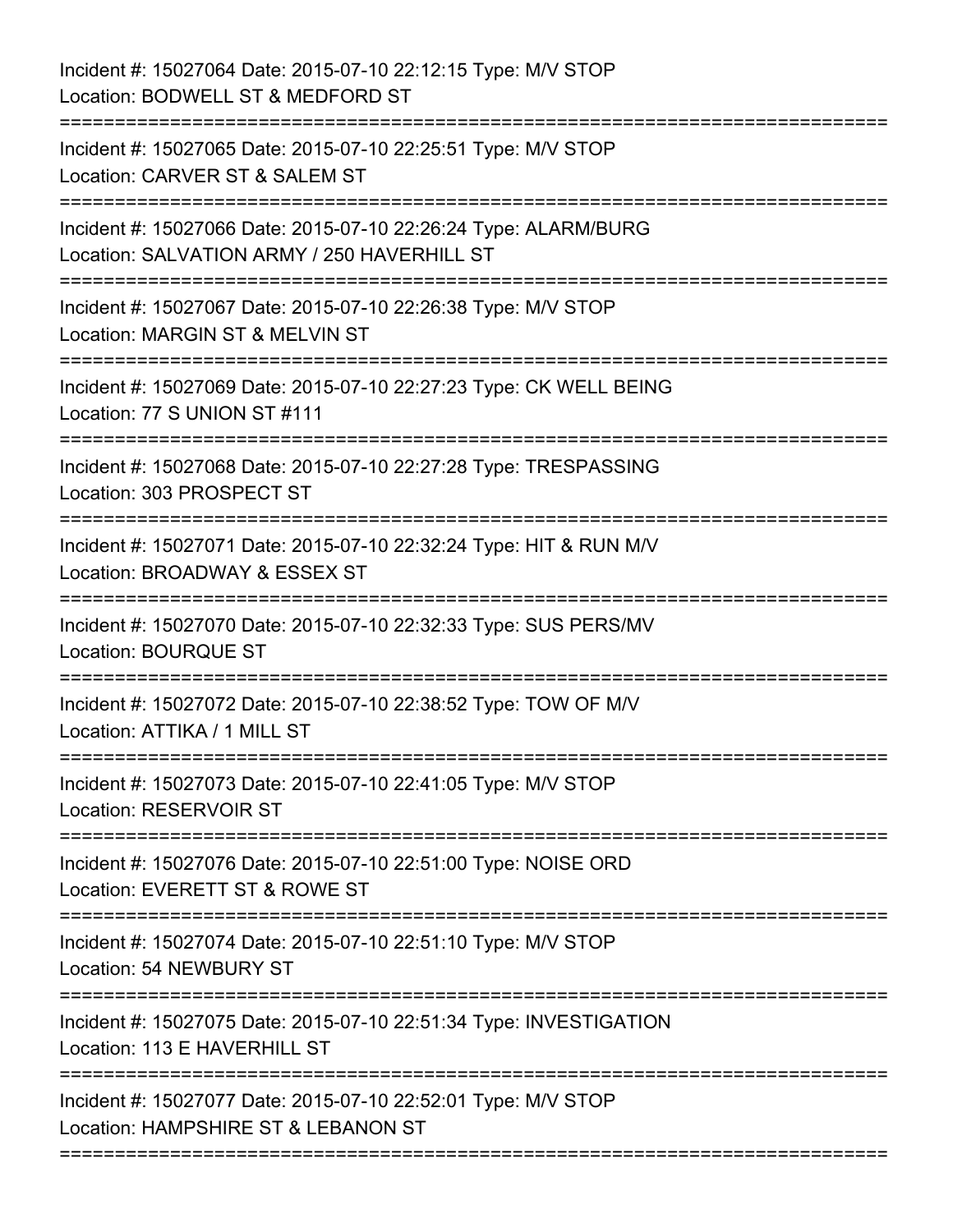Incident #: 15027064 Date: 2015-07-10 22:12:15 Type: M/V STOP
Location: BODWELL ST & MEDFORD ST

===========================================================================

Incident #: 15027065 Date: 2015-07-10 22:25:51 Type: M/V STOP
Location: CARVER ST & SALEM ST

===========================================================================

Incident #: 15027066 Date: 2015-07-10 22:26:24 Type: ALARM/BURG
Location: SALVATION ARMY / 250 HAVERHILL ST

===========================================================================

Incident #: 15027067 Date: 2015-07-10 22:26:38 Type: M/V STOP
Location: MARGIN ST & MELVIN ST

===========================================================================

Incident #: 15027069 Date: 2015-07-10 22:27:23 Type: CK WELL BEING
Location: 77 S UNION ST #111

===========================================================================

Incident #: 15027068 Date: 2015-07-10 22:27:28 Type: TRESPASSING
Location: 303 PROSPECT ST

===========================================================================

Incident #: 15027071 Date: 2015-07-10 22:32:24 Type: HIT & RUN M/V
Location: BROADWAY & ESSEX ST

===========================================================================

Incident #: 15027070 Date: 2015-07-10 22:32:33 Type: SUS PERS/MV
Location: BOURQUE ST

===========================================================================

Incident #: 15027072 Date: 2015-07-10 22:38:52 Type: TOW OF M/V
Location: ATTIKA / 1 MILL ST

===========================================================================

Incident #: 15027073 Date: 2015-07-10 22:41:05 Type: M/V STOP
Location: RESERVOIR ST

===========================================================================

Incident #: 15027076 Date: 2015-07-10 22:51:00 Type: NOISE ORD
Location: EVERETT ST & ROWE ST

===========================================================================

Incident #: 15027074 Date: 2015-07-10 22:51:10 Type: M/V STOP
Location: 54 NEWBURY ST

===========================================================================

Incident #: 15027075 Date: 2015-07-10 22:51:34 Type: INVESTIGATION
Location: 113 E HAVERHILL ST

===========================================================================

Incident #: 15027077 Date: 2015-07-10 22:52:01 Type: M/V STOP
Location: HAMPSHIRE ST & LEBANON ST

===========================================================================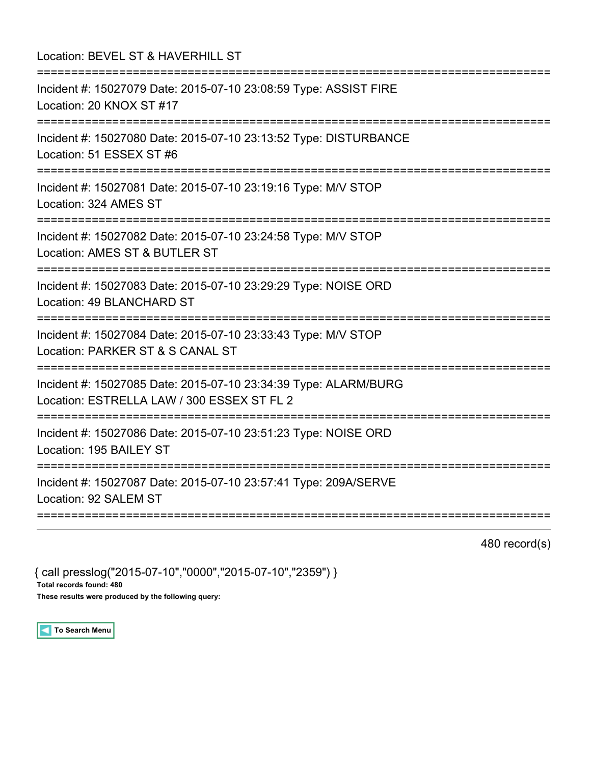Location: BEVEL ST & HAVERHILL ST

===========================================================================

Incident #: 15027079 Date: 2015-07-10 23:08:59 Type: ASSIST FIRE
Location: 20 KNOX ST #17

===========================================================================

Incident #: 15027080 Date: 2015-07-10 23:13:52 Type: DISTURBANCE
Location: 51 ESSEX ST #6

===========================================================================

Incident #: 15027081 Date: 2015-07-10 23:19:16 Type: M/V STOP
Location: 324 AMES ST

===========================================================================

Incident #: 15027082 Date: 2015-07-10 23:24:58 Type: M/V STOP
Location: AMES ST & BUTLER ST

===========================================================================

Incident #: 15027083 Date: 2015-07-10 23:29:29 Type: NOISE ORD
Location: 49 BLANCHARD ST

===========================================================================

Incident #: 15027084 Date: 2015-07-10 23:33:43 Type: M/V STOP
Location: PARKER ST & S CANAL ST

===========================================================================

Incident #: 15027085 Date: 2015-07-10 23:34:39 Type: ALARM/BURG
Location: ESTRELLA LAW / 300 ESSEX ST FL 2

===========================================================================

Incident #: 15027086 Date: 2015-07-10 23:51:23 Type: NOISE ORD
Location: 195 BAILEY ST

===========================================================================

Incident #: 15027087 Date: 2015-07-10 23:57:41 Type: 209A/SERVE
Location: 92 SALEM ST

===========================================================================

480 record(s)

{ call presslog("2015-07-10","0000","2015-07-10","2359") }

**Total records found: 480**

**These results were produced by the following query:**

To Search Menu